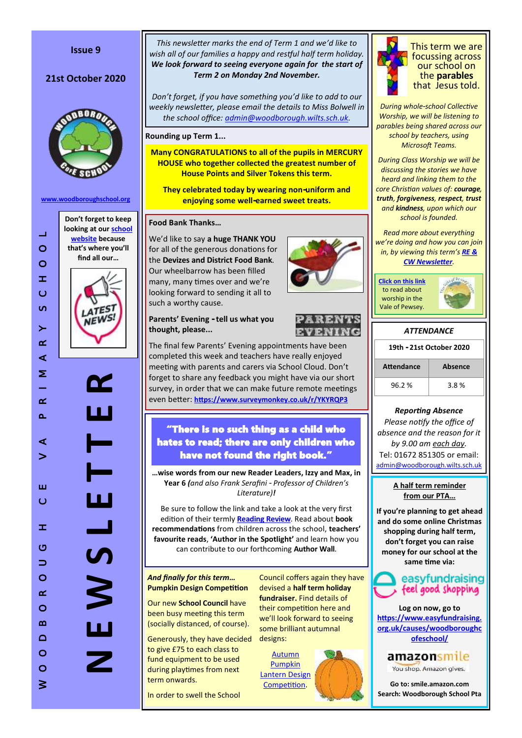Issue 9

21st October 2020

www.woodboroughschool.org

Don't forget to keep looking at our school website because that's where you'll find all our...

# WOODBOROUGH CE VA PRIMARY SCHOOL NEWSLETTER

*This newsletter marks the end of Term 1 and we'd like to wish all of our families a happy and restful half term holiday.* ***We look forward to seeing everyone again for the start of Term 2 on Monday 2nd November.***

*Don't forget, if you have something you'd like to add to our weekly newsletter, please email the details to Miss Bolwell in the school office: admin@woodborough.wilts.sch.uk.*

**Rounding up Term 1...**

**Many CONGRATULATIONS to all of the pupils in MERCURY HOUSE who together collected the greatest number of House Points and Silver Tokens this term.**

**They celebrated today by wearing non-uniform and enjoying some well-earned sweet treats.**

**Food Bank Thanks...**

We'd like to say **a huge THANK YOU** for all of the generous donations for the **Devizes and District Food Bank**. Our wheelbarrow has been filled many, many times over and we're looking forward to sending it all to such a worthy cause.

**Parents' Evening - tell us what you thought, please...**

The final few Parents' Evening appointments have been completed this week and teachers have really enjoyed meeting with parents and carers via School Cloud. Don't forget to share any feedback you might have via our short survey, in order that we can make future remote meetings even better: **https://www.surveymonkey.co.uk/r/YKYRQP3**

**"There is no such thing as a child who hates to read; there are only children who have not found the right book."**

**...wise words from our new Reader Leaders, Izzy and Max, in Year 6** *(and also Frank Serafini - Professor of Children's Literature)***!**

Be sure to follow the link and take a look at the very first edition of their termly **Reading Review**. Read about **book recommendations** from children across the school, **teachers' favourite reads**, **'Author in the Spotlight'** and learn how you can contribute to our forthcoming **Author Wall**.

***And finally for this term...***
**Pumpkin Design Competition**

Our new **School Council** have been busy meeting this term (socially distanced, of course).

Generously, they have decided to give £75 to each class to fund equipment to be used during playtimes from next term onwards.

In order to swell the School Council coffers again they have devised a **half term holiday fundraiser.** Find details of their competition here and we'll look forward to seeing some brilliant autumnal designs:

Autumn Pumpkin Lantern Design Competition.

This term we are focussing across our school on the **parables** that Jesus told.

*During whole-school Collective Worship, we will be listening to parables being shared across our school by teachers, using Microsoft Teams.*

*During Class Worship we will be discussing the stories we have heard and linking them to the core Christian values of:* ***courage***, ***truth***, ***forgiveness***, ***respect***, ***trust*** *and* ***kindness***, *upon which our school is founded.*

*Read more about everything we're doing and how you can join in, by viewing this term's* ***RE & CW Newsletter***.

Click on this link to read about worship in the Vale of Pewsey.

***ATTENDANCE***

| 19th - 21st October 2020 | |
|---|---|
| **Attendance** | **Absence** |
| 96.2 % | 3.8 % |

***Reporting Absence***
*Please notify the office of absence and the reason for it by 9.00 am each day.*
Tel: 01672 851305 or email: admin@woodborough.wilts.sch.uk

**A half term reminder from our PTA...**

**If you're planning to get ahead and do some online Christmas shopping during half term, don't forget you can raise money for our school at the same time via:**

easyfundraising — feel good shopping

**Log on now, go to https://www.easyfundraising.org.uk/causes/woodboroughcofeschool/**

amazonsmile — You shop. Amazon gives.

**Go to: smile.amazon.com**
**Search: Woodborough School Pta**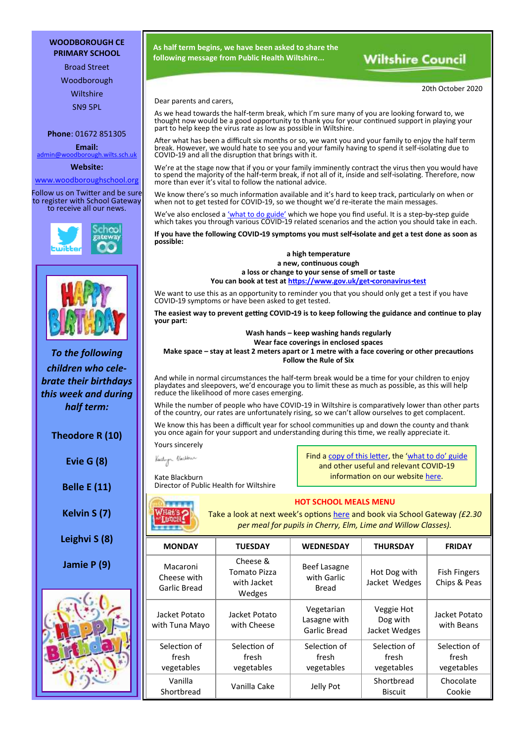**WOODBOROUGH CE PRIMARY SCHOOL**

Broad Street
Woodborough
Wiltshire
SN9 5PL

**Phone**: 01672 851305

**Email:**
admin@woodborough.wilts.sch.uk

**Website:**
www.woodboroughschool.org

Follow us on Twitter and be sure to register with School Gateway to receive all our news.

***To the following children who celebrate their birthdays this week and during half term:***

**Theodore R (10)**

**Evie G (8)**

**Belle E (11)**

**Kelvin S (7)**

**Leighvi S (8)**

**Jamie P (9)**

**As half term begins, we have been asked to share the following message from Public Health Wiltshire...**

**Wiltshire Council**

20th October 2020

Dear parents and carers,

As we head towards the half-term break, which I'm sure many of you are looking forward to, we thought now would be a good opportunity to thank you for your continued support in playing your part to help keep the virus rate as low as possible in Wiltshire.

After what has been a difficult six months or so, we want you and your family to enjoy the half term break. However, we would hate to see you and your family having to spend it self-isolating due to COVID-19 and all the disruption that brings with it.

We're at the stage now that if you or your family imminently contract the virus then you would have to spend the majority of the half-term break, if not all of it, inside and self-isolating. Therefore, now more than ever it's vital to follow the national advice.

We know there's so much information available and it's hard to keep track, particularly on when or when not to get tested for COVID-19, so we thought we'd re-iterate the main messages.

We've also enclosed a 'what to do guide' which we hope you find useful. It is a step-by-step guide which takes you through various COVID-19 related scenarios and the action you should take in each.

**If you have the following COVID-19 symptoms you must self-isolate and get a test done as soon as possible:**

**a high temperature**
**a new, continuous cough**
**a loss or change to your sense of smell or taste**
**You can book at test at https://www.gov.uk/get-coronavirus-test**

We want to use this as an opportunity to reminder you that you should only get a test if you have COVID-19 symptoms or have been asked to get tested.

**The easiest way to prevent getting COVID-19 is to keep following the guidance and continue to play your part:**

**Wash hands – keep washing hands regularly**
**Wear face coverings in enclosed spaces**
**Make space – stay at least 2 meters apart or 1 metre with a face covering or other precautions**
**Follow the Rule of Six**

And while in normal circumstances the half-term break would be a time for your children to enjoy playdates and sleepovers, we'd encourage you to limit these as much as possible, as this will help reduce the likelihood of more cases emerging.

While the number of people who have COVID-19 in Wiltshire is comparatively lower than other parts of the country, our rates are unfortunately rising, so we can't allow ourselves to get complacent.

We know this has been a difficult year for school communities up and down the county and thank you once again for your support and understanding during this time, we really appreciate it.

Yours sincerely

Kate Blackburn
Director of Public Health for Wiltshire

Find a copy of this letter, the 'what to do' guide and other useful and relevant COVID-19 information on our website here.

**HOT SCHOOL MEALS MENU**

Take a look at next week's options here and book via School Gateway *(£2.30 per meal for pupils in Cherry, Elm, Lime and Willow Classes).*

| MONDAY | TUESDAY | WEDNESDAY | THURSDAY | FRIDAY |
|---|---|---|---|---|
| Macaroni Cheese with Garlic Bread | Cheese & Tomato Pizza with Jacket Wedges | Beef Lasagne with Garlic Bread | Hot Dog with Jacket Wedges | Fish Fingers Chips & Peas |
| Jacket Potato with Tuna Mayo | Jacket Potato with Cheese | Vegetarian Lasagne with Garlic Bread | Veggie Hot Dog with Jacket Wedges | Jacket Potato with Beans |
| Selection of fresh vegetables | Selection of fresh vegetables | Selection of fresh vegetables | Selection of fresh vegetables | Selection of fresh vegetables |
| Vanilla Shortbread | Vanilla Cake | Jelly Pot | Shortbread Biscuit | Chocolate Cookie |